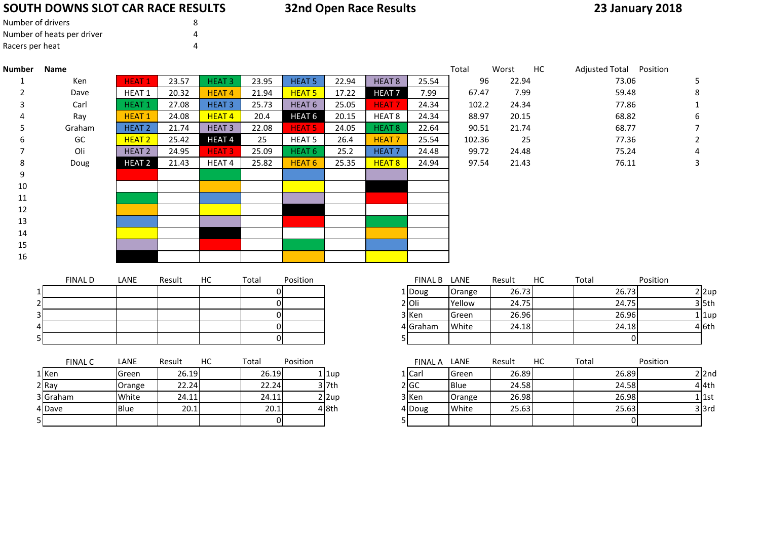# SOUTH DOWNS SLOT CAR RACE RESULTS

## 32nd Open Race Results

**23 January 2018**

| | | |
|---|---|---|
| Number of drivers | 8 | |
| Number of heats per driver | 4 | |
| Racers per heat | 4 | |

| Number | Name | | | | | | | | | Total | Worst | HC | Adjusted Total | Position |
|---|---|---|---|---|---|---|---|---|---|---|---|---|---|---|
| 1 | Ken | HEAT 1 | 23.57 | HEAT 3 | 23.95 | HEAT 5 | 22.94 | HEAT 8 | 25.54 | 96 | 22.94 | | 73.06 | 5 |
| 2 | Dave | HEAT 1 | 20.32 | HEAT 4 | 21.94 | HEAT 5 | 17.22 | HEAT 7 | 7.99 | 67.47 | 7.99 | | 59.48 | 8 |
| 3 | Carl | HEAT 1 | 27.08 | HEAT 3 | 25.73 | HEAT 6 | 25.05 | HEAT 7 | 24.34 | 102.2 | 24.34 | | 77.86 | 1 |
| 4 | Ray | HEAT 1 | 24.08 | HEAT 4 | 20.4 | HEAT 6 | 20.15 | HEAT 8 | 24.34 | 88.97 | 20.15 | | 68.82 | 6 |
| 5 | Graham | HEAT 2 | 21.74 | HEAT 3 | 22.08 | HEAT 5 | 24.05 | HEAT 8 | 22.64 | 90.51 | 21.74 | | 68.77 | 7 |
| 6 | GC | HEAT 2 | 25.42 | HEAT 4 | 25 | HEAT 5 | 26.4 | HEAT 7 | 25.54 | 102.36 | 25 | | 77.36 | 2 |
| 7 | Oli | HEAT 2 | 24.95 | HEAT 3 | 25.09 | HEAT 6 | 25.2 | HEAT 7 | 24.48 | 99.72 | 24.48 | | 75.24 | 4 |
| 8 | Doug | HEAT 2 | 21.43 | HEAT 4 | 25.82 | HEAT 6 | 25.35 | HEAT 8 | 24.94 | 97.54 | 21.43 | | 76.11 | 3 |
| 9 | | | | | | | | | | | | | | |
| 10 | | | | | | | | | | | | | | |
| 11 | | | | | | | | | | | | | | |
| 12 | | | | | | | | | | | | | | |
| 13 | | | | | | | | | | | | | | |
| 14 | | | | | | | | | | | | | | |
| 15 | | | | | | | | | | | | | | |
| 16 | | | | | | | | | | | | | | |

| | FINAL D | LANE | Result | HC | Total | Position | |
|---|---|---|---|---|---|---|---|
| 1 | | | | | 0 | | |
| 2 | | | | | 0 | | |
| 3 | | | | | 0 | | |
| 4 | | | | | 0 | | |
| 5 | | | | | 0 | | |

| | FINAL B | LANE | Result | HC | Total | Position | |
|---|---|---|---|---|---|---|---|
| 1 | Doug | Orange | 26.73 | | 26.73 | 2 | 2up |
| 2 | Oli | Yellow | 24.75 | | 24.75 | 3 | 5th |
| 3 | Ken | Green | 26.96 | | 26.96 | 1 | 1up |
| 4 | Graham | White | 24.18 | | 24.18 | 4 | 6th |
| 5 | | | | | 0 | | |

| | FINAL C | LANE | Result | HC | Total | Position | |
|---|---|---|---|---|---|---|---|
| 1 | Ken | Green | 26.19 | | 26.19 | 1 | 1up |
| 2 | Ray | Orange | 22.24 | | 22.24 | 3 | 7th |
| 3 | Graham | White | 24.11 | | 24.11 | 2 | 2up |
| 4 | Dave | Blue | 20.1 | | 20.1 | 4 | 8th |
| 5 | | | | | 0 | | |

| | FINAL A | LANE | Result | HC | Total | Position | |
|---|---|---|---|---|---|---|---|
| 1 | Carl | Green | 26.89 | | 26.89 | 2 | 2nd |
| 2 | GC | Blue | 24.58 | | 24.58 | 4 | 4th |
| 3 | Ken | Orange | 26.98 | | 26.98 | 1 | 1st |
| 4 | Doug | White | 25.63 | | 25.63 | 3 | 3rd |
| 5 | | | | | 0 | | |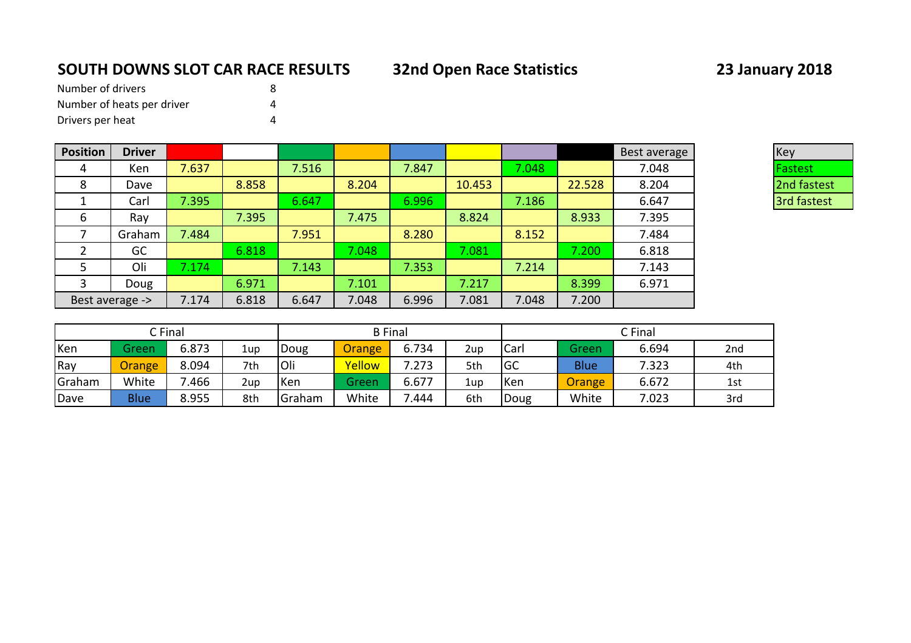**SOUTH DOWNS SLOT CAR RACE RESULTS** **32nd Open Race Statistics** **23 January 2018**

| | |
|---|---|
| Number of drivers | 8 |
| Number of heats per driver | 4 |
| Drivers per heat | 4 |

| Position | Driver | Red | White | Green | Orange | Blue | Yellow | Purple | Black | Best average |
|---|---|---|---|---|---|---|---|---|---|---|
| 4 | Ken | 7.637 | | 7.516 | | 7.847 | | 7.048 | | 7.048 |
| 8 | Dave | | 8.858 | | 8.204 | | 10.453 | | 22.528 | 8.204 |
| 1 | Carl | 7.395 | | 6.647 | | 6.996 | | 7.186 | | 6.647 |
| 6 | Ray | | 7.395 | | 7.475 | | 8.824 | | 8.933 | 7.395 |
| 7 | Graham | 7.484 | | 7.951 | | 8.280 | | 8.152 | | 7.484 |
| 2 | GC | | 6.818 | | 7.048 | | 7.081 | | 7.200 | 6.818 |
| 5 | Oli | 7.174 | | 7.143 | | 7.353 | | 7.214 | | 7.143 |
| 3 | Doug | | 6.971 | | 7.101 | | 7.217 | | 8.399 | 6.971 |
| Best average -> | | 7.174 | 6.818 | 6.647 | 7.048 | 6.996 | 7.081 | 7.048 | 7.200 | |

| Key |
|---|
| Fastest |
| 2nd fastest |
| 3rd fastest |

| C Final | | | | B Final | | | | C Final | | | |
|---|---|---|---|---|---|---|---|---|---|---|---|
| Ken | Green | 6.873 | 1up | Doug | Orange | 6.734 | 2up | Carl | Green | 6.694 | 2nd |
| Ray | Orange | 8.094 | 7th | Oli | Yellow | 7.273 | 5th | GC | Blue | 7.323 | 4th |
| Graham | White | 7.466 | 2up | Ken | Green | 6.677 | 1up | Ken | Orange | 6.672 | 1st |
| Dave | Blue | 8.955 | 8th | Graham | White | 7.444 | 6th | Doug | White | 7.023 | 3rd |